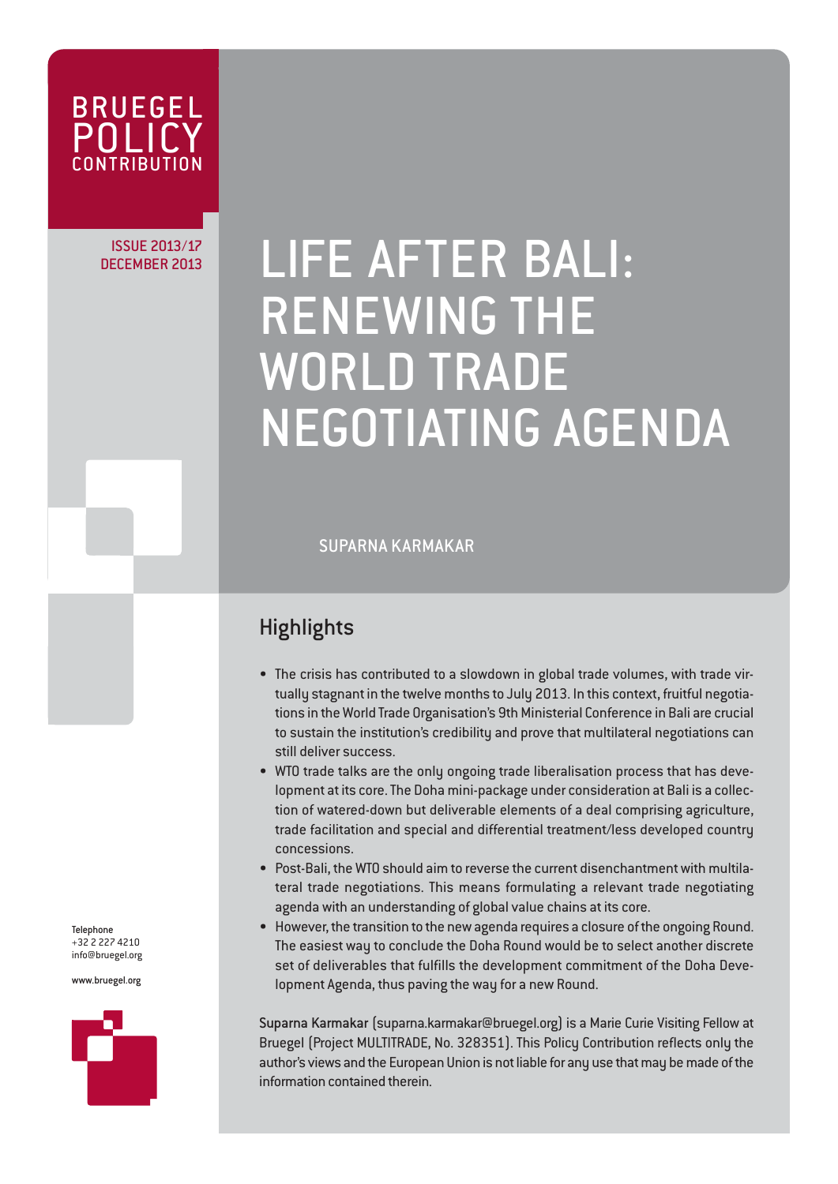BRUEGEL POLICY CONTRIBUTION

ISSUE 2013/17
DECEMBER 2013

# LIFE AFTER BALI: RENEWING THE WORLD TRADE NEGOTIATING AGENDA

SUPARNA KARMAKAR

## Highlights

- The crisis has contributed to a slowdown in global trade volumes, with trade virtually stagnant in the twelve months to July 2013. In this context, fruitful negotiations in the World Trade Organisation's 9th Ministerial Conference in Bali are crucial to sustain the institution's credibility and prove that multilateral negotiations can still deliver success.
- WTO trade talks are the only ongoing trade liberalisation process that has development at its core. The Doha mini-package under consideration at Bali is a collection of watered-down but deliverable elements of a deal comprising agriculture, trade facilitation and special and differential treatment/less developed country concessions.
- Post-Bali, the WTO should aim to reverse the current disenchantment with multilateral trade negotiations. This means formulating a relevant trade negotiating agenda with an understanding of global value chains at its core.
- However, the transition to the new agenda requires a closure of the ongoing Round. The easiest way to conclude the Doha Round would be to select another discrete set of deliverables that fulfills the development commitment of the Doha Development Agenda, thus paving the way for a new Round.

**Suparna Karmakar** (suparna.karmakar@bruegel.org) is a Marie Curie Visiting Fellow at Bruegel (Project MULTITRADE, No. 328351). This Policy Contribution reflects only the author's views and the European Union is not liable for any use that may be made of the information contained therein.

Telephone
+32 2 227 4210
info@bruegel.org

www.bruegel.org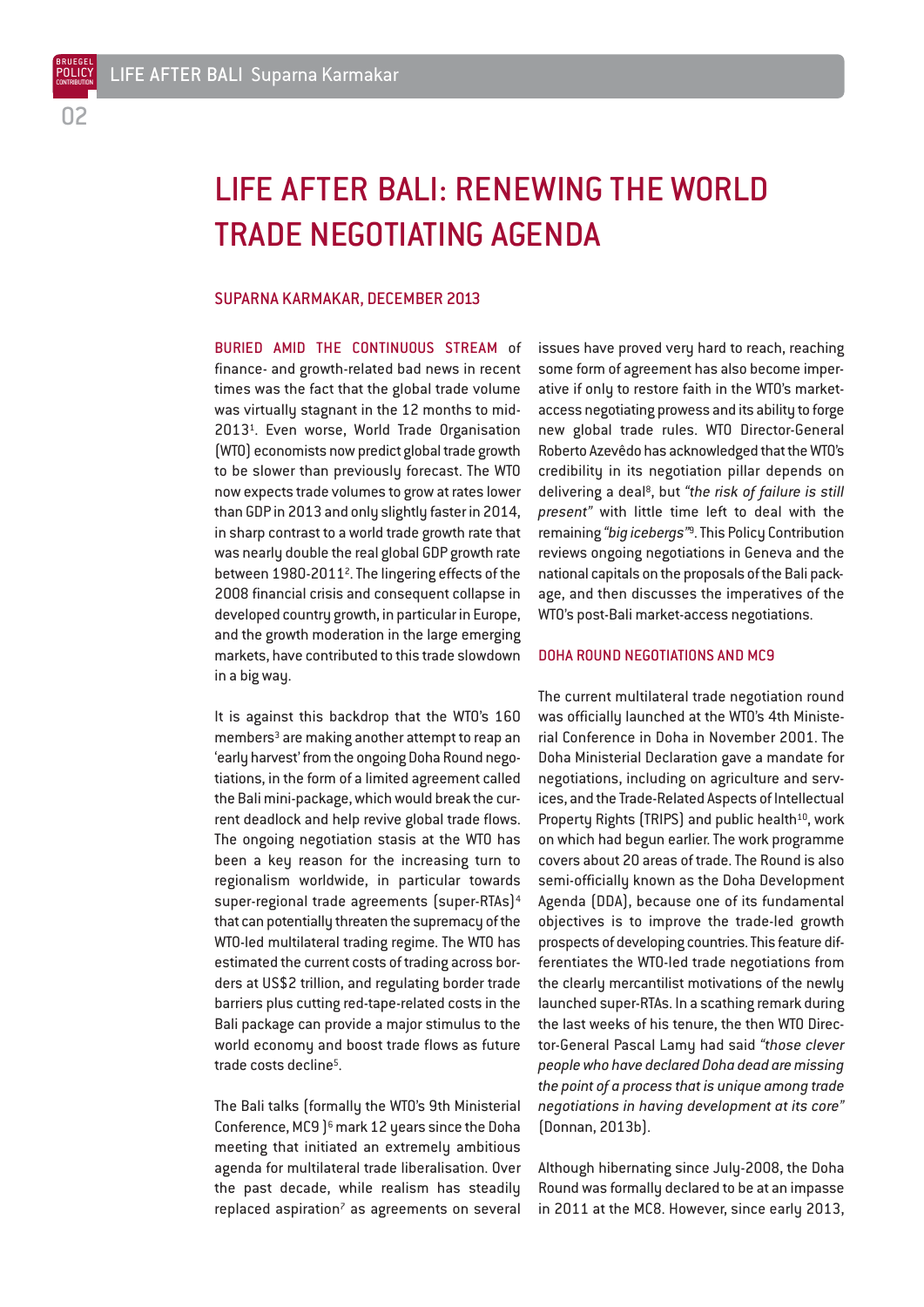# LIFE AFTER BALI: RENEWING THE WORLD TRADE NEGOTIATING AGENDA

SUPARNA KARMAKAR, DECEMBER 2013

BURIED AMID THE CONTINUOUS STREAM of finance- and growth-related bad news in recent times was the fact that the global trade volume was virtually stagnant in the 12 months to mid-2013[1]. Even worse, World Trade Organisation (WTO) economists now predict global trade growth to be slower than previously forecast. The WTO now expects trade volumes to grow at rates lower than GDP in 2013 and only slightly faster in 2014, in sharp contrast to a world trade growth rate that was nearly double the real global GDP growth rate between 1980-2011[2]. The lingering effects of the 2008 financial crisis and consequent collapse in developed country growth, in particular in Europe, and the growth moderation in the large emerging markets, have contributed to this trade slowdown in a big way.

It is against this backdrop that the WTO's 160 members[3] are making another attempt to reap an 'early harvest' from the ongoing Doha Round negotiations, in the form of a limited agreement called the Bali mini-package, which would break the current deadlock and help revive global trade flows. The ongoing negotiation stasis at the WTO has been a key reason for the increasing turn to regionalism worldwide, in particular towards super-regional trade agreements (super-RTAs)[4] that can potentially threaten the supremacy of the WTO-led multilateral trading regime. The WTO has estimated the current costs of trading across borders at US$2 trillion, and regulating border trade barriers plus cutting red-tape-related costs in the Bali package can provide a major stimulus to the world economy and boost trade flows as future trade costs decline[5].

The Bali talks (formally the WTO's 9th Ministerial Conference, MC9 )[6] mark 12 years since the Doha meeting that initiated an extremely ambitious agenda for multilateral trade liberalisation. Over the past decade, while realism has steadily replaced aspiration[7] as agreements on several issues have proved very hard to reach, reaching some form of agreement has also become imperative if only to restore faith in the WTO's market-access negotiating prowess and its ability to forge new global trade rules. WTO Director-General Roberto Azevêdo has acknowledged that the WTO's credibility in its negotiation pillar depends on delivering a deal[8], but *"the risk of failure is still present"* with little time left to deal with the remaining *"big icebergs"*[9]. This Policy Contribution reviews ongoing negotiations in Geneva and the national capitals on the proposals of the Bali package, and then discusses the imperatives of the WTO's post-Bali market-access negotiations.

## DOHA ROUND NEGOTIATIONS AND MC9

The current multilateral trade negotiation round was officially launched at the WTO's 4th Ministerial Conference in Doha in November 2001. The Doha Ministerial Declaration gave a mandate for negotiations, including on agriculture and services, and the Trade-Related Aspects of Intellectual Property Rights (TRIPS) and public health[10], work on which had begun earlier. The work programme covers about 20 areas of trade. The Round is also semi-officially known as the Doha Development Agenda (DDA), because one of its fundamental objectives is to improve the trade-led growth prospects of developing countries. This feature differentiates the WTO-led trade negotiations from the clearly mercantilist motivations of the newly launched super-RTAs. In a scathing remark during the last weeks of his tenure, the then WTO Director-General Pascal Lamy had said *"those clever people who have declared Doha dead are missing the point of a process that is unique among trade negotiations in having development at its core"* (Donnan, 2013b).

Although hibernating since July-2008, the Doha Round was formally declared to be at an impasse in 2011 at the MC8. However, since early 2013,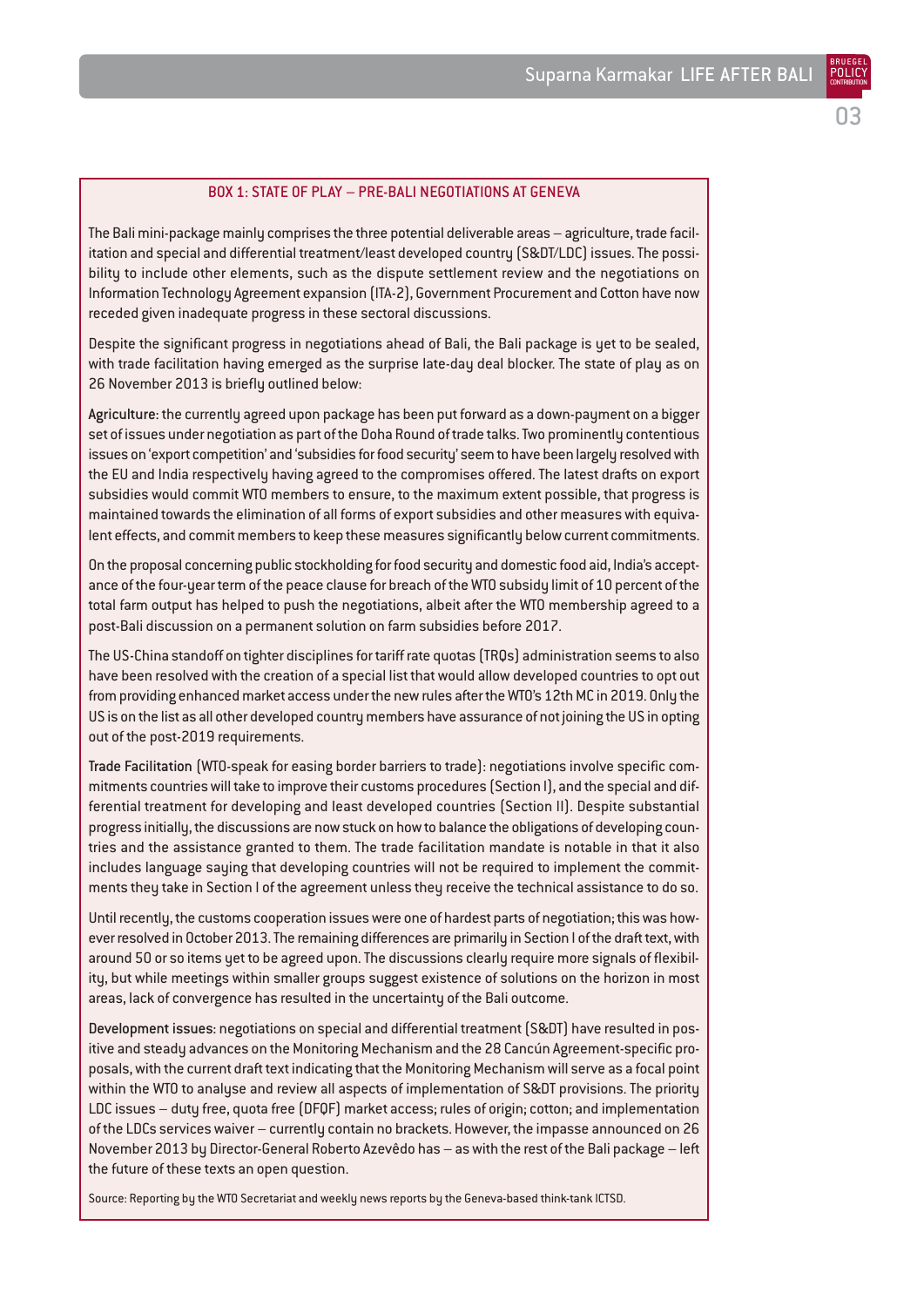### BOX 1: STATE OF PLAY – PRE-BALI NEGOTIATIONS AT GENEVA

The Bali mini-package mainly comprises the three potential deliverable areas – agriculture, trade facilitation and special and differential treatment/least developed country (S&DT/LDC) issues. The possibility to include other elements, such as the dispute settlement review and the negotiations on Information Technology Agreement expansion (ITA-2), Government Procurement and Cotton have now receded given inadequate progress in these sectoral discussions.

Despite the significant progress in negotiations ahead of Bali, the Bali package is yet to be sealed, with trade facilitation having emerged as the surprise late-day deal blocker. The state of play as on 26 November 2013 is briefly outlined below:

Agriculture: the currently agreed upon package has been put forward as a down-payment on a bigger set of issues under negotiation as part of the Doha Round of trade talks. Two prominently contentious issues on 'export competition' and 'subsidies for food security' seem to have been largely resolved with the EU and India respectively having agreed to the compromises offered. The latest drafts on export subsidies would commit WTO members to ensure, to the maximum extent possible, that progress is maintained towards the elimination of all forms of export subsidies and other measures with equivalent effects, and commit members to keep these measures significantly below current commitments.

On the proposal concerning public stockholding for food security and domestic food aid, India's acceptance of the four-year term of the peace clause for breach of the WTO subsidy limit of 10 percent of the total farm output has helped to push the negotiations, albeit after the WTO membership agreed to a post-Bali discussion on a permanent solution on farm subsidies before 2017.

The US-China standoff on tighter disciplines for tariff rate quotas (TRQs) administration seems to also have been resolved with the creation of a special list that would allow developed countries to opt out from providing enhanced market access under the new rules after the WTO's 12th MC in 2019. Only the US is on the list as all other developed country members have assurance of not joining the US in opting out of the post-2019 requirements.

Trade Facilitation (WTO-speak for easing border barriers to trade): negotiations involve specific commitments countries will take to improve their customs procedures (Section I), and the special and differential treatment for developing and least developed countries (Section II). Despite substantial progress initially, the discussions are now stuck on how to balance the obligations of developing countries and the assistance granted to them. The trade facilitation mandate is notable in that it also includes language saying that developing countries will not be required to implement the commitments they take in Section I of the agreement unless they receive the technical assistance to do so.

Until recently, the customs cooperation issues were one of hardest parts of negotiation; this was however resolved in October 2013. The remaining differences are primarily in Section I of the draft text, with around 50 or so items yet to be agreed upon. The discussions clearly require more signals of flexibility, but while meetings within smaller groups suggest existence of solutions on the horizon in most areas, lack of convergence has resulted in the uncertainty of the Bali outcome.

Development issues: negotiations on special and differential treatment (S&DT) have resulted in positive and steady advances on the Monitoring Mechanism and the 28 Cancún Agreement-specific proposals, with the current draft text indicating that the Monitoring Mechanism will serve as a focal point within the WTO to analyse and review all aspects of implementation of S&DT provisions. The priority LDC issues – duty free, quota free (DFQF) market access; rules of origin; cotton; and implementation of the LDCs services waiver – currently contain no brackets. However, the impasse announced on 26 November 2013 by Director-General Roberto Azevêdo has – as with the rest of the Bali package – left the future of these texts an open question.

Source: Reporting by the WTO Secretariat and weekly news reports by the Geneva-based think-tank ICTSD.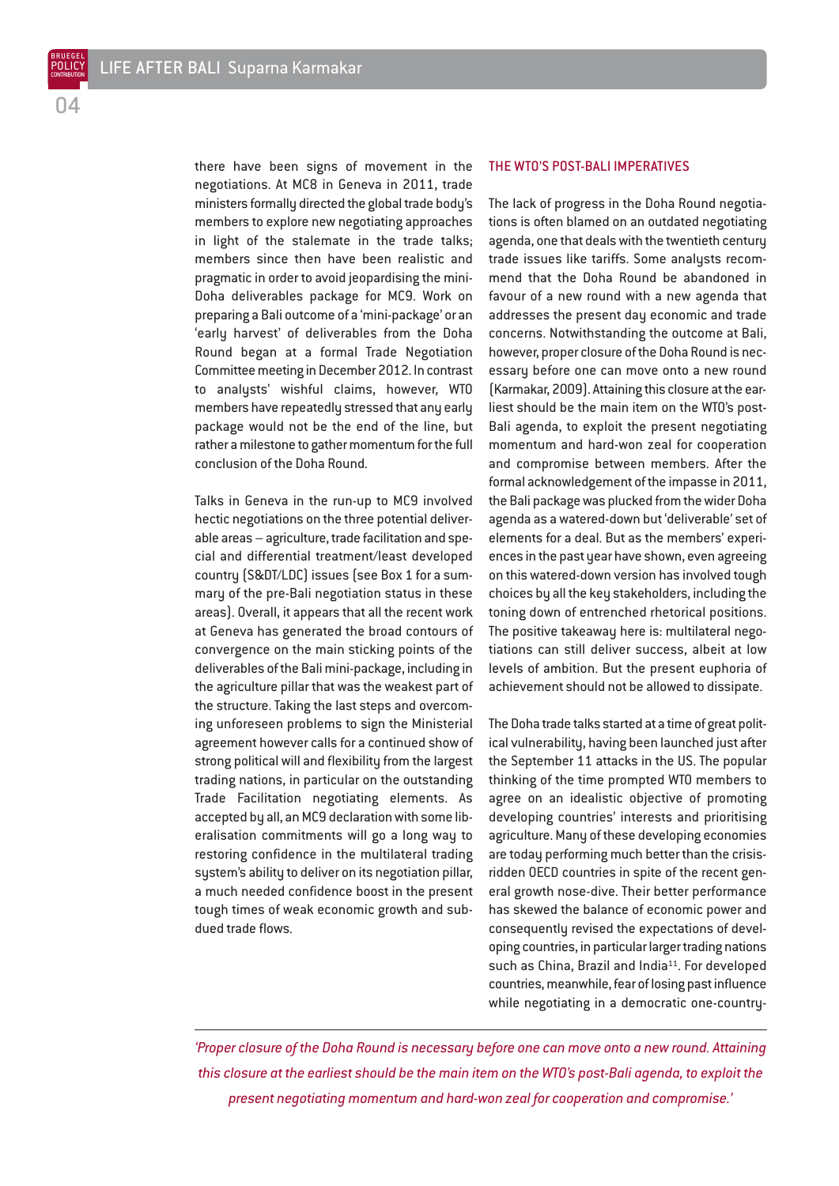there have been signs of movement in the negotiations. At MC8 in Geneva in 2011, trade ministers formally directed the global trade body's members to explore new negotiating approaches in light of the stalemate in the trade talks; members since then have been realistic and pragmatic in order to avoid jeopardising the mini-Doha deliverables package for MC9. Work on preparing a Bali outcome of a 'mini-package' or an 'early harvest' of deliverables from the Doha Round began at a formal Trade Negotiation Committee meeting in December 2012. In contrast to analysts' wishful claims, however, WTO members have repeatedly stressed that any early package would not be the end of the line, but rather a milestone to gather momentum for the full conclusion of the Doha Round.

Talks in Geneva in the run-up to MC9 involved hectic negotiations on the three potential deliverable areas – agriculture, trade facilitation and special and differential treatment/least developed country (S&DT/LDC) issues (see Box 1 for a summary of the pre-Bali negotiation status in these areas). Overall, it appears that all the recent work at Geneva has generated the broad contours of convergence on the main sticking points of the deliverables of the Bali mini-package, including in the agriculture pillar that was the weakest part of the structure. Taking the last steps and overcoming unforeseen problems to sign the Ministerial agreement however calls for a continued show of strong political will and flexibility from the largest trading nations, in particular on the outstanding Trade Facilitation negotiating elements. As accepted by all, an MC9 declaration with some liberalisation commitments will go a long way to restoring confidence in the multilateral trading system's ability to deliver on its negotiation pillar, a much needed confidence boost in the present tough times of weak economic growth and subdued trade flows.

## THE WTO'S POST-BALI IMPERATIVES

The lack of progress in the Doha Round negotiations is often blamed on an outdated negotiating agenda, one that deals with the twentieth century trade issues like tariffs. Some analysts recommend that the Doha Round be abandoned in favour of a new round with a new agenda that addresses the present day economic and trade concerns. Notwithstanding the outcome at Bali, however, proper closure of the Doha Round is necessary before one can move onto a new round (Karmakar, 2009). Attaining this closure at the earliest should be the main item on the WTO's post-Bali agenda, to exploit the present negotiating momentum and hard-won zeal for cooperation and compromise between members. After the formal acknowledgement of the impasse in 2011, the Bali package was plucked from the wider Doha agenda as a watered-down but 'deliverable' set of elements for a deal. But as the members' experiences in the past year have shown, even agreeing on this watered-down version has involved tough choices by all the key stakeholders, including the toning down of entrenched rhetorical positions. The positive takeaway here is: multilateral negotiations can still deliver success, albeit at low levels of ambition. But the present euphoria of achievement should not be allowed to dissipate.

The Doha trade talks started at a time of great political vulnerability, having been launched just after the September 11 attacks in the US. The popular thinking of the time prompted WTO members to agree on an idealistic objective of promoting developing countries' interests and prioritising agriculture. Many of these developing economies are today performing much better than the crisis-ridden OECD countries in spite of the recent general growth nose-dive. Their better performance has skewed the balance of economic power and consequently revised the expectations of developing countries, in particular larger trading nations such as China, Brazil and India[11]. For developed countries, meanwhile, fear of losing past influence while negotiating in a democratic one-country-

*'Proper closure of the Doha Round is necessary before one can move onto a new round. Attaining this closure at the earliest should be the main item on the WTO's post-Bali agenda, to exploit the present negotiating momentum and hard-won zeal for cooperation and compromise.'*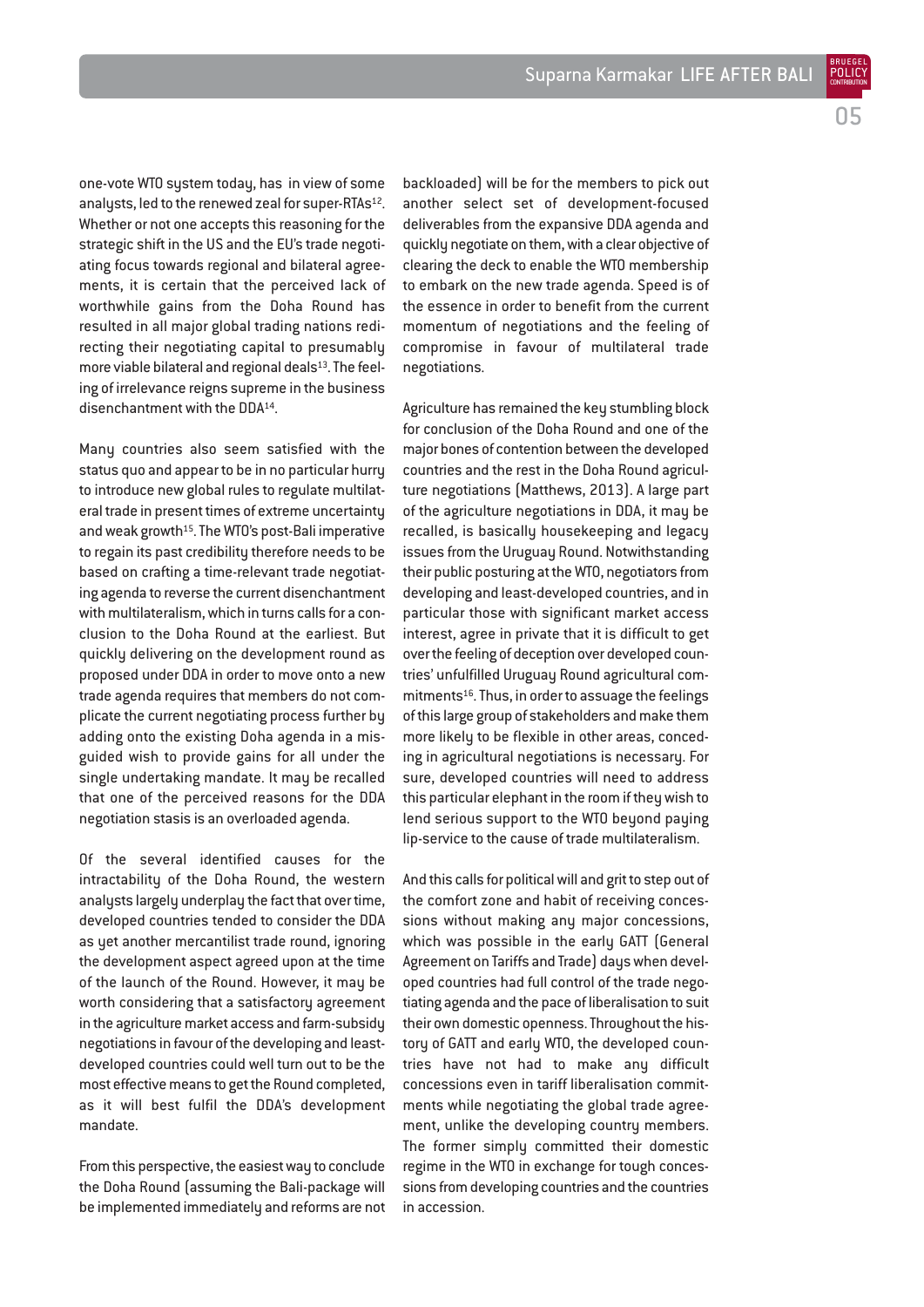one-vote WTO system today, has in view of some analysts, led to the renewed zeal for super-RTAs[12]. Whether or not one accepts this reasoning for the strategic shift in the US and the EU's trade negotiating focus towards regional and bilateral agreements, it is certain that the perceived lack of worthwhile gains from the Doha Round has resulted in all major global trading nations redirecting their negotiating capital to presumably more viable bilateral and regional deals[13]. The feeling of irrelevance reigns supreme in the business disenchantment with the DDA[14].

Many countries also seem satisfied with the status quo and appear to be in no particular hurry to introduce new global rules to regulate multilateral trade in present times of extreme uncertainty and weak growth[15]. The WTO's post-Bali imperative to regain its past credibility therefore needs to be based on crafting a time-relevant trade negotiating agenda to reverse the current disenchantment with multilateralism, which in turns calls for a conclusion to the Doha Round at the earliest. But quickly delivering on the development round as proposed under DDA in order to move onto a new trade agenda requires that members do not complicate the current negotiating process further by adding onto the existing Doha agenda in a misguided wish to provide gains for all under the single undertaking mandate. It may be recalled that one of the perceived reasons for the DDA negotiation stasis is an overloaded agenda.

Of the several identified causes for the intractability of the Doha Round, the western analysts largely underplay the fact that over time, developed countries tended to consider the DDA as yet another mercantilist trade round, ignoring the development aspect agreed upon at the time of the launch of the Round. However, it may be worth considering that a satisfactory agreement in the agriculture market access and farm-subsidy negotiations in favour of the developing and least-developed countries could well turn out to be the most effective means to get the Round completed, as it will best fulfil the DDA's development mandate.

From this perspective, the easiest way to conclude the Doha Round (assuming the Bali-package will be implemented immediately and reforms are not backloaded) will be for the members to pick out another select set of development-focused deliverables from the expansive DDA agenda and quickly negotiate on them, with a clear objective of clearing the deck to enable the WTO membership to embark on the new trade agenda. Speed is of the essence in order to benefit from the current momentum of negotiations and the feeling of compromise in favour of multilateral trade negotiations.

Agriculture has remained the key stumbling block for conclusion of the Doha Round and one of the major bones of contention between the developed countries and the rest in the Doha Round agriculture negotiations (Matthews, 2013). A large part of the agriculture negotiations in DDA, it may be recalled, is basically housekeeping and legacy issues from the Uruguay Round. Notwithstanding their public posturing at the WTO, negotiators from developing and least-developed countries, and in particular those with significant market access interest, agree in private that it is difficult to get over the feeling of deception over developed countries' unfulfilled Uruguay Round agricultural commitments[16]. Thus, in order to assuage the feelings of this large group of stakeholders and make them more likely to be flexible in other areas, conceding in agricultural negotiations is necessary. For sure, developed countries will need to address this particular elephant in the room if they wish to lend serious support to the WTO beyond paying lip-service to the cause of trade multilateralism.

And this calls for political will and grit to step out of the comfort zone and habit of receiving concessions without making any major concessions, which was possible in the early GATT (General Agreement on Tariffs and Trade) days when developed countries had full control of the trade negotiating agenda and the pace of liberalisation to suit their own domestic openness. Throughout the history of GATT and early WTO, the developed countries have not had to make any difficult concessions even in tariff liberalisation commitments while negotiating the global trade agreement, unlike the developing country members. The former simply committed their domestic regime in the WTO in exchange for tough concessions from developing countries and the countries in accession.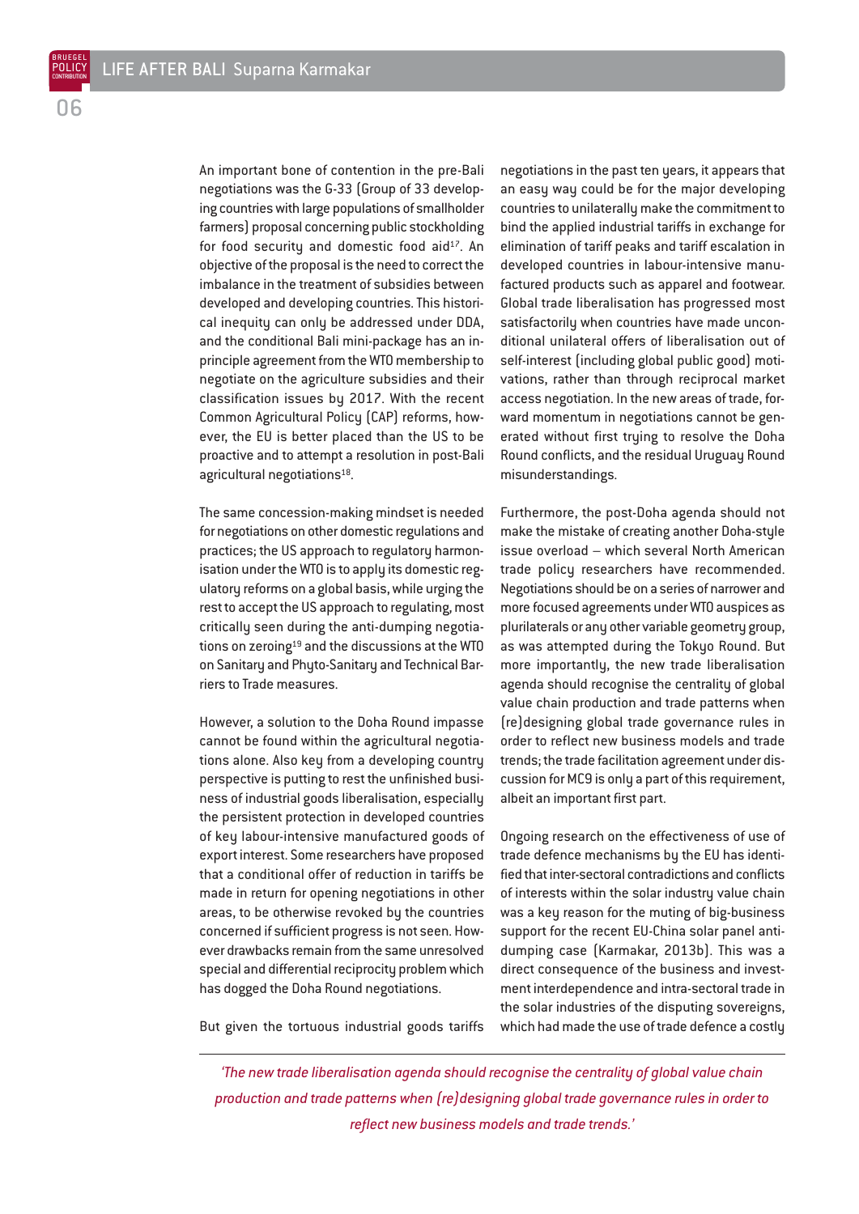An important bone of contention in the pre-Bali negotiations was the G-33 (Group of 33 developing countries with large populations of smallholder farmers) proposal concerning public stockholding for food security and domestic food aid[17]. An objective of the proposal is the need to correct the imbalance in the treatment of subsidies between developed and developing countries. This historical inequity can only be addressed under DDA, and the conditional Bali mini-package has an in-principle agreement from the WTO membership to negotiate on the agriculture subsidies and their classification issues by 2017. With the recent Common Agricultural Policy (CAP) reforms, however, the EU is better placed than the US to be proactive and to attempt a resolution in post-Bali agricultural negotiations[18].

The same concession-making mindset is needed for negotiations on other domestic regulations and practices; the US approach to regulatory harmonisation under the WTO is to apply its domestic regulatory reforms on a global basis, while urging the rest to accept the US approach to regulating, most critically seen during the anti-dumping negotiations on zeroing[19] and the discussions at the WTO on Sanitary and Phyto-Sanitary and Technical Barriers to Trade measures.

However, a solution to the Doha Round impasse cannot be found within the agricultural negotiations alone. Also key from a developing country perspective is putting to rest the unfinished business of industrial goods liberalisation, especially the persistent protection in developed countries of key labour-intensive manufactured goods of export interest. Some researchers have proposed that a conditional offer of reduction in tariffs be made in return for opening negotiations in other areas, to be otherwise revoked by the countries concerned if sufficient progress is not seen. However drawbacks remain from the same unresolved special and differential reciprocity problem which has dogged the Doha Round negotiations.

But given the tortuous industrial goods tariffs negotiations in the past ten years, it appears that an easy way could be for the major developing countries to unilaterally make the commitment to bind the applied industrial tariffs in exchange for elimination of tariff peaks and tariff escalation in developed countries in labour-intensive manufactured products such as apparel and footwear. Global trade liberalisation has progressed most satisfactorily when countries have made unconditional unilateral offers of liberalisation out of self-interest (including global public good) motivations, rather than through reciprocal market access negotiation. In the new areas of trade, forward momentum in negotiations cannot be generated without first trying to resolve the Doha Round conflicts, and the residual Uruguay Round misunderstandings.

Furthermore, the post-Doha agenda should not make the mistake of creating another Doha-style issue overload – which several North American trade policy researchers have recommended. Negotiations should be on a series of narrower and more focused agreements under WTO auspices as plurilaterals or any other variable geometry group, as was attempted during the Tokyo Round. But more importantly, the new trade liberalisation agenda should recognise the centrality of global value chain production and trade patterns when (re)designing global trade governance rules in order to reflect new business models and trade trends; the trade facilitation agreement under discussion for MC9 is only a part of this requirement, albeit an important first part.

Ongoing research on the effectiveness of use of trade defence mechanisms by the EU has identified that inter-sectoral contradictions and conflicts of interests within the solar industry value chain was a key reason for the muting of big-business support for the recent EU-China solar panel anti-dumping case (Karmakar, 2013b). This was a direct consequence of the business and investment interdependence and intra-sectoral trade in the solar industries of the disputing sovereigns, which had made the use of trade defence a costly

*'The new trade liberalisation agenda should recognise the centrality of global value chain production and trade patterns when (re)designing global trade governance rules in order to reflect new business models and trade trends.'*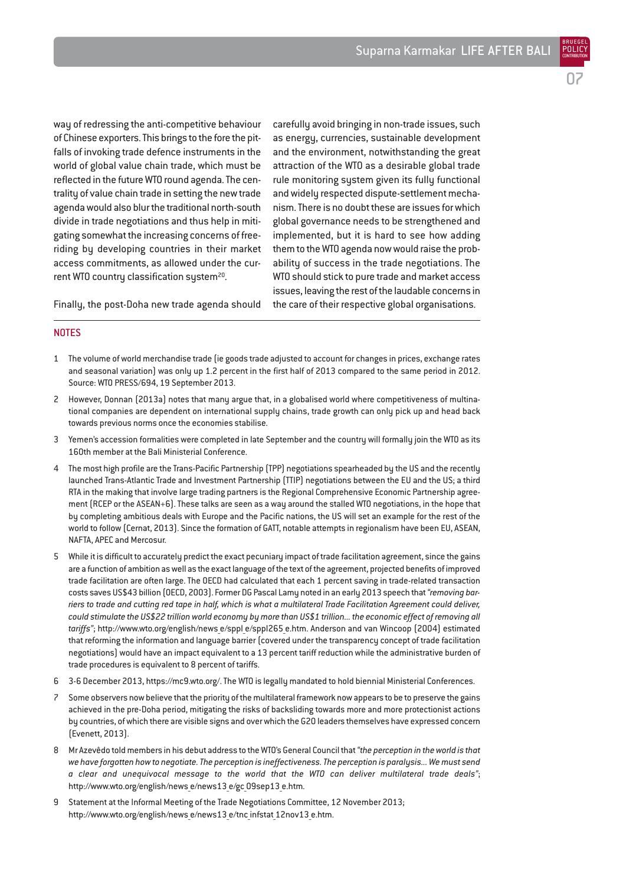way of redressing the anti-competitive behaviour of Chinese exporters. This brings to the fore the pitfalls of invoking trade defence instruments in the world of global value chain trade, which must be reflected in the future WTO round agenda. The centrality of value chain trade in setting the new trade agenda would also blur the traditional north-south divide in trade negotiations and thus help in mitigating somewhat the increasing concerns of free-riding by developing countries in their market access commitments, as allowed under the current WTO country classification system[20].

Finally, the post-Doha new trade agenda should carefully avoid bringing in non-trade issues, such as energy, currencies, sustainable development and the environment, notwithstanding the great attraction of the WTO as a desirable global trade rule monitoring system given its fully functional and widely respected dispute-settlement mechanism. There is no doubt these are issues for which global governance needs to be strengthened and implemented, but it is hard to see how adding them to the WTO agenda now would raise the probability of success in the trade negotiations. The WTO should stick to pure trade and market access issues, leaving the rest of the laudable concerns in the care of their respective global organisations.

## NOTES

1 The volume of world merchandise trade (ie goods trade adjusted to account for changes in prices, exchange rates and seasonal variation) was only up 1.2 percent in the first half of 2013 compared to the same period in 2012. Source: WTO PRESS/694, 19 September 2013.

2 However, Donnan (2013a) notes that many argue that, in a globalised world where competitiveness of multinational companies are dependent on international supply chains, trade growth can only pick up and head back towards previous norms once the economies stabilise.

3 Yemen's accession formalities were completed in late September and the country will formally join the WTO as its 160th member at the Bali Ministerial Conference.

4 The most high profile are the Trans-Pacific Partnership (TPP) negotiations spearheaded by the US and the recently launched Trans-Atlantic Trade and Investment Partnership (TTIP) negotiations between the EU and the US; a third RTA in the making that involve large trading partners is the Regional Comprehensive Economic Partnership agreement (RCEP or the ASEAN+6). These talks are seen as a way around the stalled WTO negotiations, in the hope that by completing ambitious deals with Europe and the Pacific nations, the US will set an example for the rest of the world to follow (Cernat, 2013). Since the formation of GATT, notable attempts in regionalism have been EU, ASEAN, NAFTA, APEC and Mercosur.

5 While it is difficult to accurately predict the exact pecuniary impact of trade facilitation agreement, since the gains are a function of ambition as well as the exact language of the text of the agreement, projected benefits of improved trade facilitation are often large. The OECD had calculated that each 1 percent saving in trade-related transaction costs saves US$43 billion (OECD, 2003). Former DG Pascal Lamy noted in an early 2013 speech that *"removing barriers to trade and cutting red tape in half, which is what a multilateral Trade Facilitation Agreement could deliver, could stimulate the US$22 trillion world economy by more than US$1 trillion… the economic effect of removing all tariffs"*; http://www.wto.org/english/news_e/sppl_e/sppl265_e.htm. Anderson and van Wincoop (2004) estimated that reforming the information and language barrier (covered under the transparency concept of trade facilitation negotiations) would have an impact equivalent to a 13 percent tariff reduction while the administrative burden of trade procedures is equivalent to 8 percent of tariffs.

6 3-6 December 2013, https://mc9.wto.org/. The WTO is legally mandated to hold biennial Ministerial Conferences.

7 Some observers now believe that the priority of the multilateral framework now appears to be to preserve the gains achieved in the pre-Doha period, mitigating the risks of backsliding towards more and more protectionist actions by countries, of which there are visible signs and over which the G20 leaders themselves have expressed concern (Evenett, 2013).

8 Mr Azevêdo told members in his debut address to the WTO's General Council that *"the perception in the world is that we have forgotten how to negotiate. The perception is ineffectiveness. The perception is paralysis… We must send a clear and unequivocal message to the world that the WTO can deliver multilateral trade deals"*; http://www.wto.org/english/news_e/news13_e/gc_09sep13_e.htm.

9 Statement at the Informal Meeting of the Trade Negotiations Committee, 12 November 2013; http://www.wto.org/english/news_e/news13_e/tnc_infstat_12nov13_e.htm.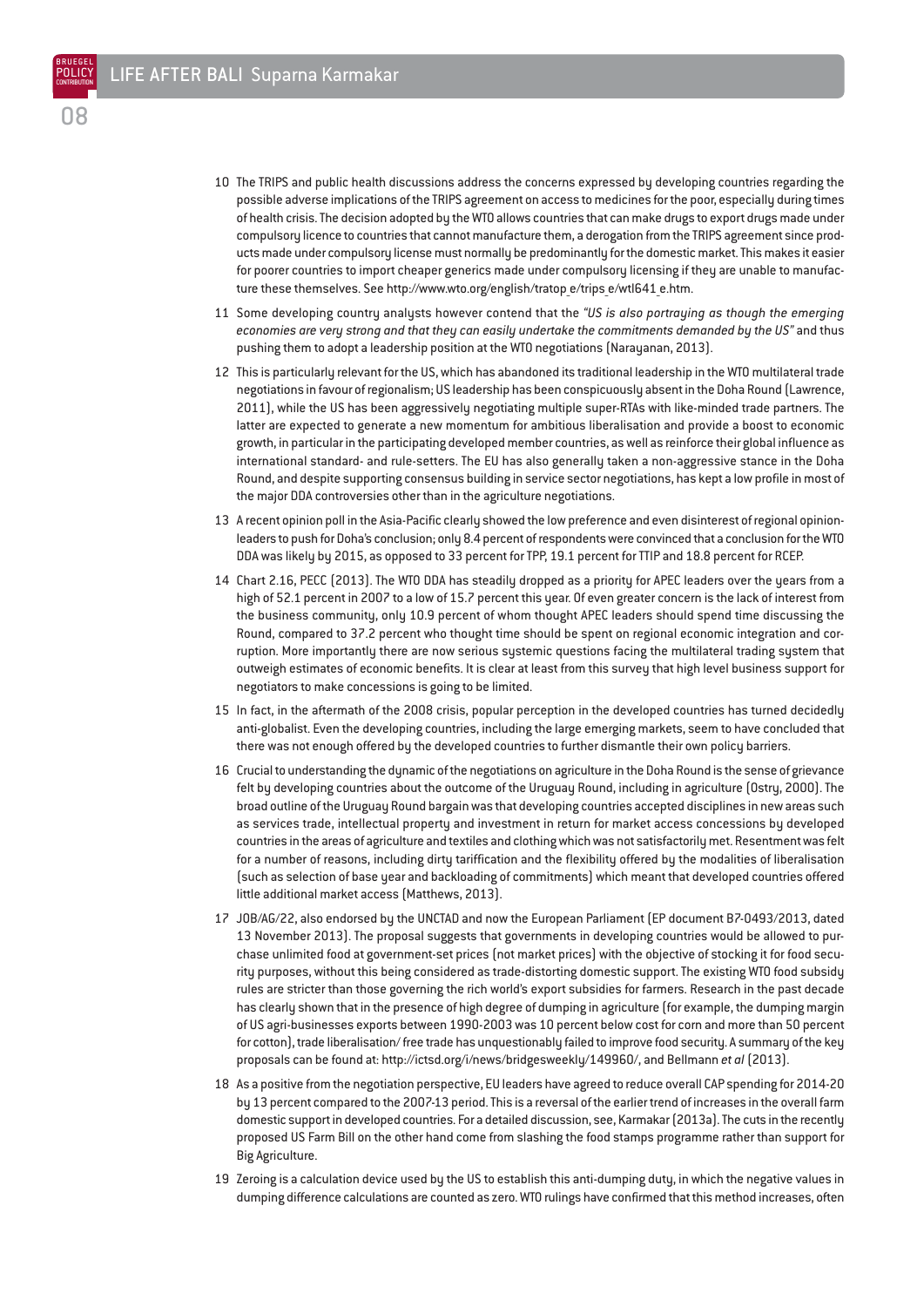10 The TRIPS and public health discussions address the concerns expressed by developing countries regarding the possible adverse implications of the TRIPS agreement on access to medicines for the poor, especially during times of health crisis. The decision adopted by the WTO allows countries that can make drugs to export drugs made under compulsory licence to countries that cannot manufacture them, a derogation from the TRIPS agreement since products made under compulsory license must normally be predominantly for the domestic market. This makes it easier for poorer countries to import cheaper generics made under compulsory licensing if they are unable to manufacture these themselves. See http://www.wto.org/english/tratop_e/trips_e/wtl641_e.htm.

11 Some developing country analysts however contend that the *"US is also portraying as though the emerging economies are very strong and that they can easily undertake the commitments demanded by the US"* and thus pushing them to adopt a leadership position at the WTO negotiations (Narayanan, 2013).

12 This is particularly relevant for the US, which has abandoned its traditional leadership in the WTO multilateral trade negotiations in favour of regionalism; US leadership has been conspicuously absent in the Doha Round (Lawrence, 2011), while the US has been aggressively negotiating multiple super-RTAs with like-minded trade partners. The latter are expected to generate a new momentum for ambitious liberalisation and provide a boost to economic growth, in particular in the participating developed member countries, as well as reinforce their global influence as international standard- and rule-setters. The EU has also generally taken a non-aggressive stance in the Doha Round, and despite supporting consensus building in service sector negotiations, has kept a low profile in most of the major DDA controversies other than in the agriculture negotiations.

13 A recent opinion poll in the Asia-Pacific clearly showed the low preference and even disinterest of regional opinion-leaders to push for Doha's conclusion; only 8.4 percent of respondents were convinced that a conclusion for the WTO DDA was likely by 2015, as opposed to 33 percent for TPP, 19.1 percent for TTIP and 18.8 percent for RCEP.

14 Chart 2.16, PECC (2013). The WTO DDA has steadily dropped as a priority for APEC leaders over the years from a high of 52.1 percent in 2007 to a low of 15.7 percent this year. Of even greater concern is the lack of interest from the business community, only 10.9 percent of whom thought APEC leaders should spend time discussing the Round, compared to 37.2 percent who thought time should be spent on regional economic integration and corruption. More importantly there are now serious systemic questions facing the multilateral trading system that outweigh estimates of economic benefits. It is clear at least from this survey that high level business support for negotiators to make concessions is going to be limited.

15 In fact, in the aftermath of the 2008 crisis, popular perception in the developed countries has turned decidedly anti-globalist. Even the developing countries, including the large emerging markets, seem to have concluded that there was not enough offered by the developed countries to further dismantle their own policy barriers.

16 Crucial to understanding the dynamic of the negotiations on agriculture in the Doha Round is the sense of grievance felt by developing countries about the outcome of the Uruguay Round, including in agriculture (Ostry, 2000). The broad outline of the Uruguay Round bargain was that developing countries accepted disciplines in new areas such as services trade, intellectual property and investment in return for market access concessions by developed countries in the areas of agriculture and textiles and clothing which was not satisfactorily met. Resentment was felt for a number of reasons, including dirty tariffication and the flexibility offered by the modalities of liberalisation (such as selection of base year and backloading of commitments) which meant that developed countries offered little additional market access (Matthews, 2013).

17 JOB/AG/22, also endorsed by the UNCTAD and now the European Parliament (EP document B7-0493/2013, dated 13 November 2013). The proposal suggests that governments in developing countries would be allowed to purchase unlimited food at government-set prices (not market prices) with the objective of stocking it for food security purposes, without this being considered as trade-distorting domestic support. The existing WTO food subsidy rules are stricter than those governing the rich world's export subsidies for farmers. Research in the past decade has clearly shown that in the presence of high degree of dumping in agriculture (for example, the dumping margin of US agri-businesses exports between 1990-2003 was 10 percent below cost for corn and more than 50 percent for cotton), trade liberalisation/ free trade has unquestionably failed to improve food security. A summary of the key proposals can be found at: http://ictsd.org/i/news/bridgesweekly/149960/, and Bellmann *et al* (2013).

18 As a positive from the negotiation perspective, EU leaders have agreed to reduce overall CAP spending for 2014-20 by 13 percent compared to the 2007-13 period. This is a reversal of the earlier trend of increases in the overall farm domestic support in developed countries. For a detailed discussion, see, Karmakar (2013a). The cuts in the recently proposed US Farm Bill on the other hand come from slashing the food stamps programme rather than support for Big Agriculture.

19 Zeroing is a calculation device used by the US to establish this anti-dumping duty, in which the negative values in dumping difference calculations are counted as zero. WTO rulings have confirmed that this method increases, often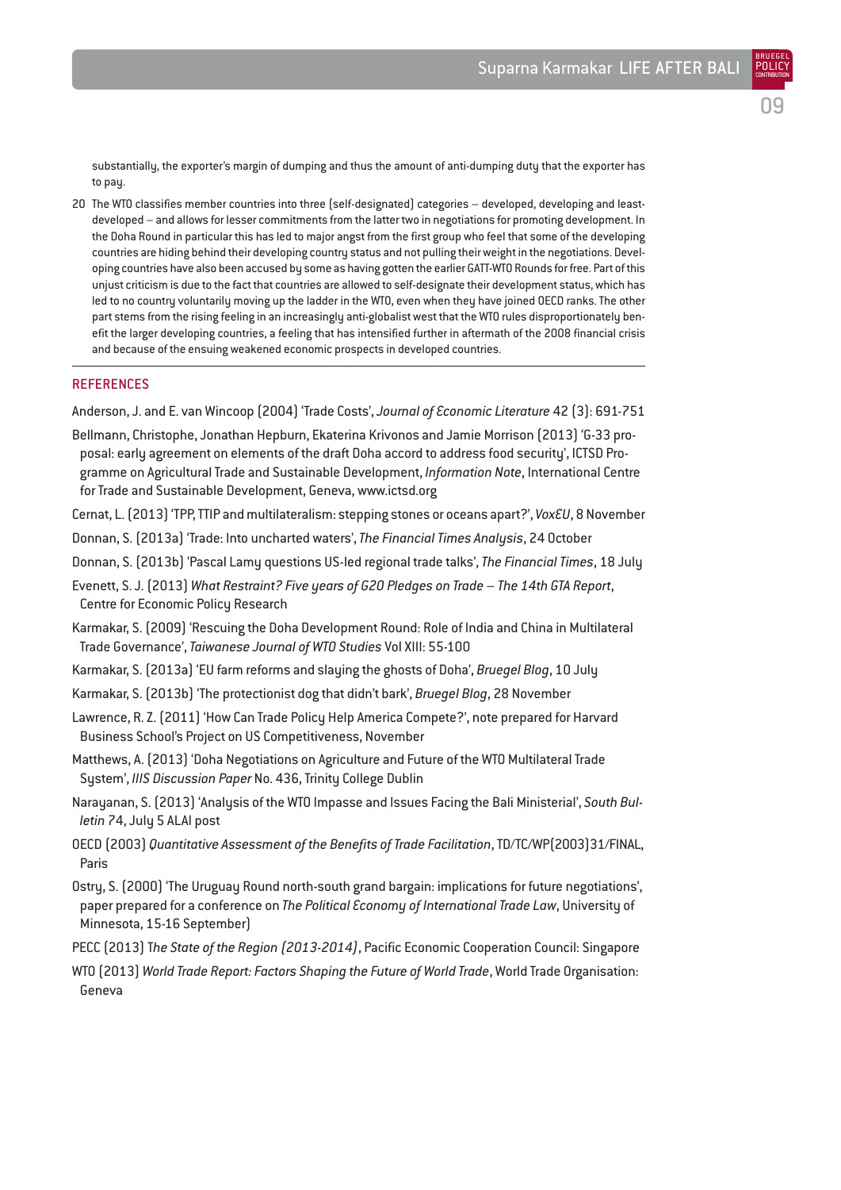substantially, the exporter's margin of dumping and thus the amount of anti-dumping duty that the exporter has to pay.

20 The WTO classifies member countries into three (self-designated) categories – developed, developing and least-developed – and allows for lesser commitments from the latter two in negotiations for promoting development. In the Doha Round in particular this has led to major angst from the first group who feel that some of the developing countries are hiding behind their developing country status and not pulling their weight in the negotiations. Developing countries have also been accused by some as having gotten the earlier GATT-WTO Rounds for free. Part of this unjust criticism is due to the fact that countries are allowed to self-designate their development status, which has led to no country voluntarily moving up the ladder in the WTO, even when they have joined OECD ranks. The other part stems from the rising feeling in an increasingly anti-globalist west that the WTO rules disproportionately benefit the larger developing countries, a feeling that has intensified further in aftermath of the 2008 financial crisis and because of the ensuing weakened economic prospects in developed countries.

## REFERENCES

Anderson, J. and E. van Wincoop (2004) 'Trade Costs', *Journal of Economic Literature* 42 (3): 691-751

Bellmann, Christophe, Jonathan Hepburn, Ekaterina Krivonos and Jamie Morrison (2013) 'G-33 proposal: early agreement on elements of the draft Doha accord to address food security', ICTSD Programme on Agricultural Trade and Sustainable Development, *Information Note*, International Centre for Trade and Sustainable Development, Geneva, www.ictsd.org

Cernat, L. (2013) 'TPP, TTIP and multilateralism: stepping stones or oceans apart?', *VoxEU*, 8 November

Donnan, S. (2013a) 'Trade: Into uncharted waters', *The Financial Times Analysis*, 24 October

Donnan, S. (2013b) 'Pascal Lamy questions US-led regional trade talks', *The Financial Times*, 18 July

Evenett, S. J. (2013) *What Restraint? Five years of G20 Pledges on Trade – The 14th GTA Report*, Centre for Economic Policy Research

Karmakar, S. (2009) 'Rescuing the Doha Development Round: Role of India and China in Multilateral Trade Governance', *Taiwanese Journal of WTO Studies* Vol XIII: 55-100

Karmakar, S. (2013a) 'EU farm reforms and slaying the ghosts of Doha', *Bruegel Blog*, 10 July

Karmakar, S. (2013b) 'The protectionist dog that didn't bark', *Bruegel Blog*, 28 November

Lawrence, R. Z. (2011) 'How Can Trade Policy Help America Compete?', note prepared for Harvard Business School's Project on US Competitiveness, November

Matthews, A. (2013) 'Doha Negotiations on Agriculture and Future of the WTO Multilateral Trade System', *IIIS Discussion Paper* No. 436, Trinity College Dublin

Narayanan, S. (2013) 'Analysis of the WTO Impasse and Issues Facing the Bali Ministerial', *South Bulletin* 74, July 5 ALAI post

OECD (2003) *Quantitative Assessment of the Benefits of Trade Facilitation*, TD/TC/WP(2003)31/FINAL, Paris

Ostry, S. (2000) 'The Uruguay Round north-south grand bargain: implications for future negotiations', paper prepared for a conference on *The Political Economy of International Trade Law*, University of Minnesota, 15-16 September)

PECC (2013) T*he State of the Region (2013-2014)*, Pacific Economic Cooperation Council: Singapore

WTO (2013) *World Trade Report: Factors Shaping the Future of World Trade*, World Trade Organisation: Geneva